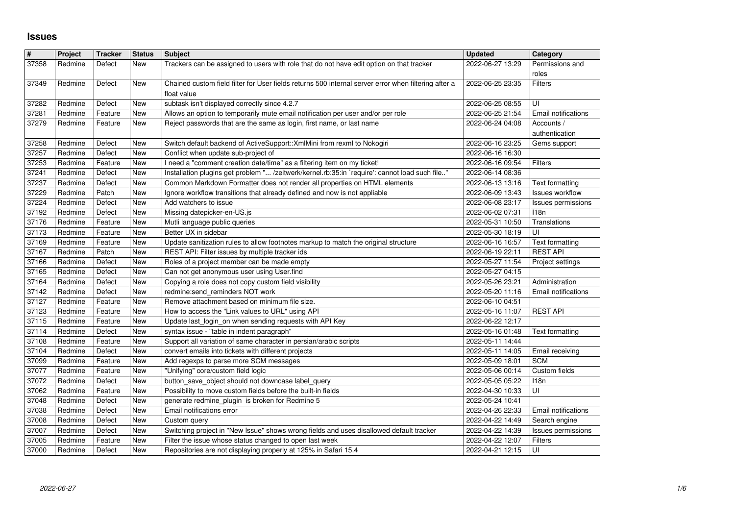# Issues

| # | Project | Tracker | Status | Subject | Updated | Category |
|---|---|---|---|---|---|---|
| 37358 | Redmine | Defect | New | Trackers can be assigned to users with role that do not have edit option on that tracker | 2022-06-27 13:29 | Permissions and roles |
| 37349 | Redmine | Defect | New | Chained custom field filter for User fields returns 500 internal server error when filtering after a float value | 2022-06-25 23:35 | Filters |
| 37282 | Redmine | Defect | New | subtask isn't displayed correctly since 4.2.7 | 2022-06-25 08:55 | UI |
| 37281 | Redmine | Feature | New | Allows an option to temporarily mute email notification per user and/or per role | 2022-06-25 21:54 | Email notifications |
| 37279 | Redmine | Feature | New | Reject passwords that are the same as login, first name, or last name | 2022-06-24 04:08 | Accounts / authentication |
| 37258 | Redmine | Defect | New | Switch default backend of ActiveSupport::XmlMini from rexml to Nokogiri | 2022-06-16 23:25 | Gems support |
| 37257 | Redmine | Defect | New | Conflict when update sub-project of | 2022-06-16 16:30 | |
| 37253 | Redmine | Feature | New | I need a "comment creation date/time" as a filtering item on my ticket! | 2022-06-16 09:54 | Filters |
| 37241 | Redmine | Defect | New | Installation plugins get problem "... /zeitwerk/kernel.rb:35:in `require': cannot load such file.." | 2022-06-14 08:36 | |
| 37237 | Redmine | Defect | New | Common Markdown Formatter does not render all properties on HTML elements | 2022-06-13 13:16 | Text formatting |
| 37229 | Redmine | Patch | New | Ignore workflow transitions that already defined and now is not appliable | 2022-06-09 13:43 | Issues workflow |
| 37224 | Redmine | Defect | New | Add watchers to issue | 2022-06-08 23:17 | Issues permissions |
| 37192 | Redmine | Defect | New | Missing datepicker-en-US.js | 2022-06-02 07:31 | I18n |
| 37176 | Redmine | Feature | New | Mutli language public queries | 2022-05-31 10:50 | Translations |
| 37173 | Redmine | Feature | New | Better UX in sidebar | 2022-05-30 18:19 | UI |
| 37169 | Redmine | Feature | New | Update sanitization rules to allow footnotes markup to match the original structure | 2022-06-16 16:57 | Text formatting |
| 37167 | Redmine | Patch | New | REST API: Filter issues by multiple tracker ids | 2022-06-19 22:11 | REST API |
| 37166 | Redmine | Defect | New | Roles of a project member can be made empty | 2022-05-27 11:54 | Project settings |
| 37165 | Redmine | Defect | New | Can not get anonymous user using User.find | 2022-05-27 04:15 | |
| 37164 | Redmine | Defect | New | Copying a role does not copy custom field visibility | 2022-05-26 23:21 | Administration |
| 37142 | Redmine | Defect | New | redmine:send_reminders NOT work | 2022-05-20 11:16 | Email notifications |
| 37127 | Redmine | Feature | New | Remove attachment based on minimum file size. | 2022-06-10 04:51 | |
| 37123 | Redmine | Feature | New | How to access the "Link values to URL" using API | 2022-05-16 11:07 | REST API |
| 37115 | Redmine | Feature | New | Update last_login_on when sending requests with API Key | 2022-06-22 12:17 | |
| 37114 | Redmine | Defect | New | syntax issue - "table in indent paragraph" | 2022-05-16 01:48 | Text formatting |
| 37108 | Redmine | Feature | New | Support all variation of same character in persian/arabic scripts | 2022-05-11 14:44 | |
| 37104 | Redmine | Defect | New | convert emails into tickets with different projects | 2022-05-11 14:05 | Email receiving |
| 37099 | Redmine | Feature | New | Add regexps to parse more SCM messages | 2022-05-09 18:01 | SCM |
| 37077 | Redmine | Feature | New | "Unifying" core/custom field logic | 2022-05-06 00:14 | Custom fields |
| 37072 | Redmine | Defect | New | button_save_object should not downcase label_query | 2022-05-05 05:22 | I18n |
| 37062 | Redmine | Feature | New | Possibility to move custom fields before the built-in fields | 2022-04-30 10:33 | UI |
| 37048 | Redmine | Defect | New | generate redmine_plugin is broken for Redmine 5 | 2022-05-24 10:41 | |
| 37038 | Redmine | Defect | New | Email notifications error | 2022-04-26 22:33 | Email notifications |
| 37008 | Redmine | Defect | New | Custom query | 2022-04-22 14:49 | Search engine |
| 37007 | Redmine | Defect | New | Switching project in "New Issue" shows wrong fields and uses disallowed default tracker | 2022-04-22 14:39 | Issues permissions |
| 37005 | Redmine | Feature | New | Filter the issue whose status changed to open last week | 2022-04-22 12:07 | Filters |
| 37000 | Redmine | Defect | New | Repositories are not displaying properly at 125% in Safari 15.4 | 2022-04-21 12:15 | UI |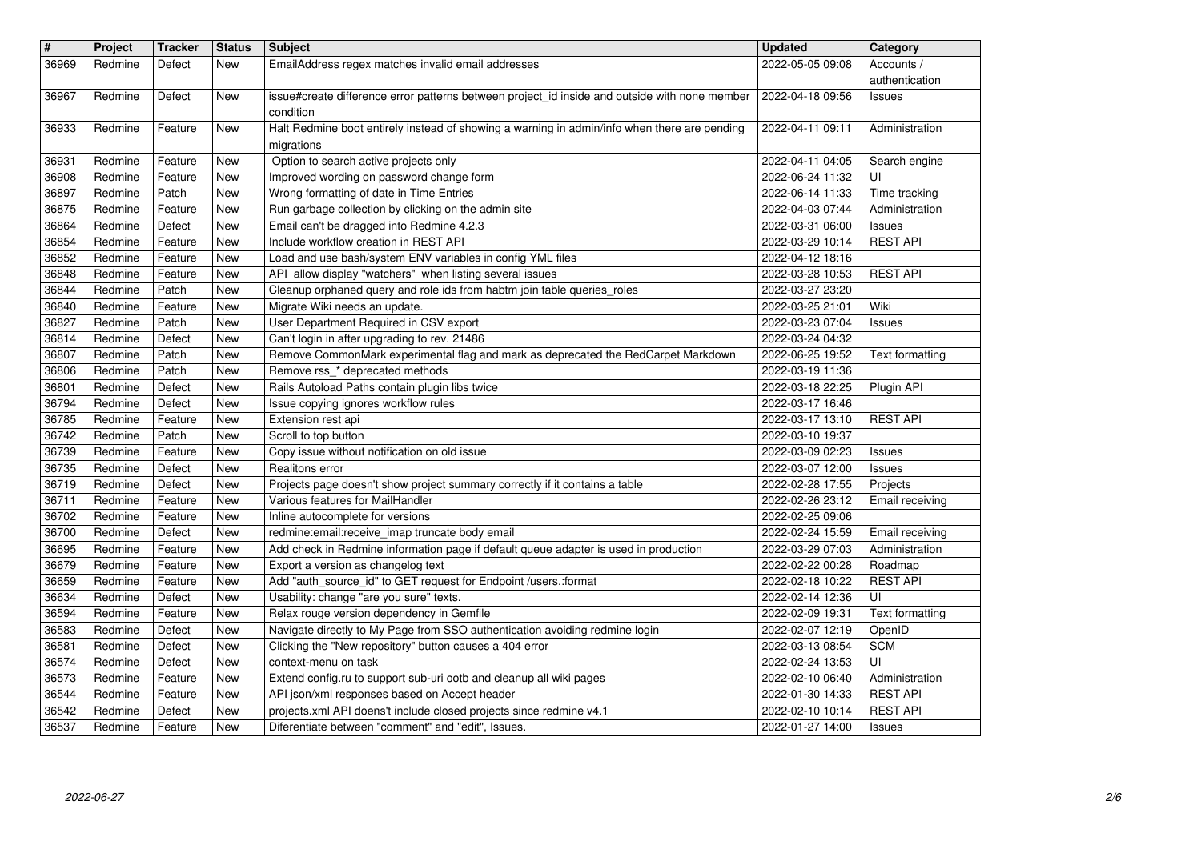| # | Project | Tracker | Status | Subject | Updated | Category |
| --- | --- | --- | --- | --- | --- | --- |
| 36969 | Redmine | Defect | New | EmailAddress regex matches invalid email addresses | 2022-05-05 09:08 | Accounts / authentication |
| 36967 | Redmine | Defect | New | issue#create difference error patterns between project_id inside and outside with none member condition | 2022-04-18 09:56 | Issues |
| 36933 | Redmine | Feature | New | Halt Redmine boot entirely instead of showing a warning in admin/info when there are pending migrations | 2022-04-11 09:11 | Administration |
| 36931 | Redmine | Feature | New | Option to search active projects only | 2022-04-11 04:05 | Search engine |
| 36908 | Redmine | Feature | New | Improved wording on password change form | 2022-06-24 11:32 | UI |
| 36897 | Redmine | Patch | New | Wrong formatting of date in Time Entries | 2022-06-14 11:33 | Time tracking |
| 36875 | Redmine | Feature | New | Run garbage collection by clicking on the admin site | 2022-04-03 07:44 | Administration |
| 36864 | Redmine | Defect | New | Email can't be dragged into Redmine 4.2.3 | 2022-03-31 06:00 | Issues |
| 36854 | Redmine | Feature | New | Include workflow creation in REST API | 2022-03-29 10:14 | REST API |
| 36852 | Redmine | Feature | New | Load and use bash/system ENV variables in config YML files | 2022-04-12 18:16 | |
| 36848 | Redmine | Feature | New | API allow display "watchers" when listing several issues | 2022-03-28 10:53 | REST API |
| 36844 | Redmine | Patch | New | Cleanup orphaned query and role ids from habtm join table queries_roles | 2022-03-27 23:20 | |
| 36840 | Redmine | Feature | New | Migrate Wiki needs an update. | 2022-03-25 21:01 | Wiki |
| 36827 | Redmine | Patch | New | User Department Required in CSV export | 2022-03-23 07:04 | Issues |
| 36814 | Redmine | Defect | New | Can't login in after upgrading to rev. 21486 | 2022-03-24 04:32 | |
| 36807 | Redmine | Patch | New | Remove CommonMark experimental flag and mark as deprecated the RedCarpet Markdown | 2022-06-25 19:52 | Text formatting |
| 36806 | Redmine | Patch | New | Remove rss_* deprecated methods | 2022-03-19 11:36 | |
| 36801 | Redmine | Defect | New | Rails Autoload Paths contain plugin libs twice | 2022-03-18 22:25 | Plugin API |
| 36794 | Redmine | Defect | New | Issue copying ignores workflow rules | 2022-03-17 16:46 | |
| 36785 | Redmine | Feature | New | Extension rest api | 2022-03-17 13:10 | REST API |
| 36742 | Redmine | Patch | New | Scroll to top button | 2022-03-10 19:37 | |
| 36739 | Redmine | Feature | New | Copy issue without notification on old issue | 2022-03-09 02:23 | Issues |
| 36735 | Redmine | Defect | New | Realitons error | 2022-03-07 12:00 | Issues |
| 36719 | Redmine | Defect | New | Projects page doesn't show project summary correctly if it contains a table | 2022-02-28 17:55 | Projects |
| 36711 | Redmine | Feature | New | Various features for MailHandler | 2022-02-26 23:12 | Email receiving |
| 36702 | Redmine | Feature | New | Inline autocomplete for versions | 2022-02-25 09:06 | |
| 36700 | Redmine | Defect | New | redmine:email:receive_imap truncate body email | 2022-02-24 15:59 | Email receiving |
| 36695 | Redmine | Feature | New | Add check in Redmine information page if default queue adapter is used in production | 2022-03-29 07:03 | Administration |
| 36679 | Redmine | Feature | New | Export a version as changelog text | 2022-02-22 00:28 | Roadmap |
| 36659 | Redmine | Feature | New | Add "auth_source_id" to GET request for Endpoint /users.:format | 2022-02-18 10:22 | REST API |
| 36634 | Redmine | Defect | New | Usability: change "are you sure" texts. | 2022-02-14 12:36 | UI |
| 36594 | Redmine | Feature | New | Relax rouge version dependency in Gemfile | 2022-02-09 19:31 | Text formatting |
| 36583 | Redmine | Defect | New | Navigate directly to My Page from SSO authentication avoiding redmine login | 2022-02-07 12:19 | OpenID |
| 36581 | Redmine | Defect | New | Clicking the "New repository" button causes a 404 error | 2022-03-13 08:54 | SCM |
| 36574 | Redmine | Defect | New | context-menu on task | 2022-02-24 13:53 | UI |
| 36573 | Redmine | Feature | New | Extend config.ru to support sub-uri ootb and cleanup all wiki pages | 2022-02-10 06:40 | Administration |
| 36544 | Redmine | Feature | New | API json/xml responses based on Accept header | 2022-01-30 14:33 | REST API |
| 36542 | Redmine | Defect | New | projects.xml API doesn't include closed projects since redmine v4.1 | 2022-02-10 10:14 | REST API |
| 36537 | Redmine | Feature | New | Diferentiate between "comment" and "edit", Issues. | 2022-01-27 14:00 | Issues |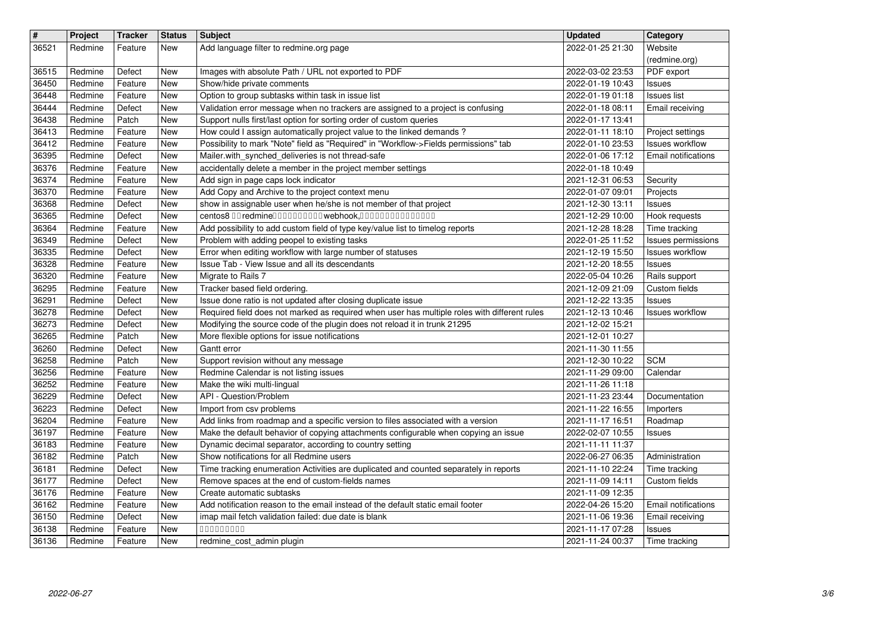| # | Project | Tracker | Status | Subject | Updated | Category |
|---|---|---|---|---|---|---|
| 36521 | Redmine | Feature | New | Add language filter to redmine.org page | 2022-01-25 21:30 | Website (redmine.org) |
| 36515 | Redmine | Defect | New | Images with absolute Path / URL not exported to PDF | 2022-03-02 23:53 | PDF export |
| 36450 | Redmine | Feature | New | Show/hide private comments | 2022-01-19 10:43 | Issues |
| 36448 | Redmine | Feature | New | Option to group subtasks within task in issue list | 2022-01-19 01:18 | Issues list |
| 36444 | Redmine | Defect | New | Validation error message when no trackers are assigned to a project is confusing | 2022-01-18 08:11 | Email receiving |
| 36438 | Redmine | Patch | New | Support nulls first/last option for sorting order of custom queries | 2022-01-17 13:41 | |
| 36413 | Redmine | Feature | New | How could I assign automatically project value to the linked demands ? | 2022-01-11 18:10 | Project settings |
| 36412 | Redmine | Feature | New | Possibility to mark "Note" field as "Required" in "Workflow->Fields permissions" tab | 2022-01-10 23:53 | Issues workflow |
| 36395 | Redmine | Defect | New | Mailer.with_synched_deliveries is not thread-safe | 2022-01-06 17:12 | Email notifications |
| 36376 | Redmine | Feature | New | accidentally delete a member in the project member settings | 2022-01-18 10:49 | |
| 36374 | Redmine | Feature | New | Add sign in page caps lock indicator | 2021-12-31 06:53 | Security |
| 36370 | Redmine | Feature | New | Add Copy and Archive to the project context menu | 2022-01-07 09:01 | Projects |
| 36368 | Redmine | Defect | New | show in assignable user when he/she is not member of that project | 2021-12-30 13:11 | Issues |
| 36365 | Redmine | Defect | New | centos8 □□redmine□□□□□□□□□□webhook,□□□□□□□□□□□□□□ | 2021-12-29 10:00 | Hook requests |
| 36364 | Redmine | Feature | New | Add possibility to add custom field of type key/value list to timelog reports | 2021-12-28 18:28 | Time tracking |
| 36349 | Redmine | Defect | New | Problem with adding peopel to existing tasks | 2022-01-25 11:52 | Issues permissions |
| 36335 | Redmine | Defect | New | Error when editing workflow with large number of statuses | 2021-12-19 15:50 | Issues workflow |
| 36328 | Redmine | Feature | New | Issue Tab - View Issue and all its descendants | 2021-12-20 18:55 | Issues |
| 36320 | Redmine | Feature | New | Migrate to Rails 7 | 2022-05-04 10:26 | Rails support |
| 36295 | Redmine | Feature | New | Tracker based field ordering. | 2021-12-09 21:09 | Custom fields |
| 36291 | Redmine | Defect | New | Issue done ratio is not updated after closing duplicate issue | 2021-12-22 13:35 | Issues |
| 36278 | Redmine | Defect | New | Required field does not marked as required when user has multiple roles with different rules | 2021-12-13 10:46 | Issues workflow |
| 36273 | Redmine | Defect | New | Modifying the source code of the plugin does not reload it in trunk 21295 | 2021-12-02 15:21 | |
| 36265 | Redmine | Patch | New | More flexible options for issue notifications | 2021-12-01 10:27 | |
| 36260 | Redmine | Defect | New | Gantt error | 2021-11-30 11:55 | |
| 36258 | Redmine | Patch | New | Support revision without any message | 2021-12-30 10:22 | SCM |
| 36256 | Redmine | Feature | New | Redmine Calendar is not listing issues | 2021-11-29 09:00 | Calendar |
| 36252 | Redmine | Feature | New | Make the wiki multi-lingual | 2021-11-26 11:18 | |
| 36229 | Redmine | Defect | New | API - Question/Problem | 2021-11-23 23:44 | Documentation |
| 36223 | Redmine | Defect | New | Import from csv problems | 2021-11-22 16:55 | Importers |
| 36204 | Redmine | Feature | New | Add links from roadmap and a specific version to files associated with a version | 2021-11-17 16:51 | Roadmap |
| 36197 | Redmine | Feature | New | Make the default behavior of copying attachments configurable when copying an issue | 2022-02-07 10:55 | Issues |
| 36183 | Redmine | Feature | New | Dynamic decimal separator, according to country setting | 2021-11-11 11:37 | |
| 36182 | Redmine | Patch | New | Show notifications for all Redmine users | 2022-06-27 06:35 | Administration |
| 36181 | Redmine | Defect | New | Time tracking enumeration Activities are duplicated and counted separately in reports | 2021-11-10 22:24 | Time tracking |
| 36177 | Redmine | Defect | New | Remove spaces at the end of custom-fields names | 2021-11-09 14:11 | Custom fields |
| 36176 | Redmine | Feature | New | Create automatic subtasks | 2021-11-09 12:35 | |
| 36162 | Redmine | Feature | New | Add notification reason to the email instead of the default static email footer | 2022-04-26 15:20 | Email notifications |
| 36150 | Redmine | Defect | New | imap mail fetch validation failed: due date is blank | 2021-11-06 19:36 | Email receiving |
| 36138 | Redmine | Feature | New | □□□□□□□□□ | 2021-11-17 07:28 | Issues |
| 36136 | Redmine | Feature | New | redmine_cost_admin plugin | 2021-11-24 00:37 | Time tracking |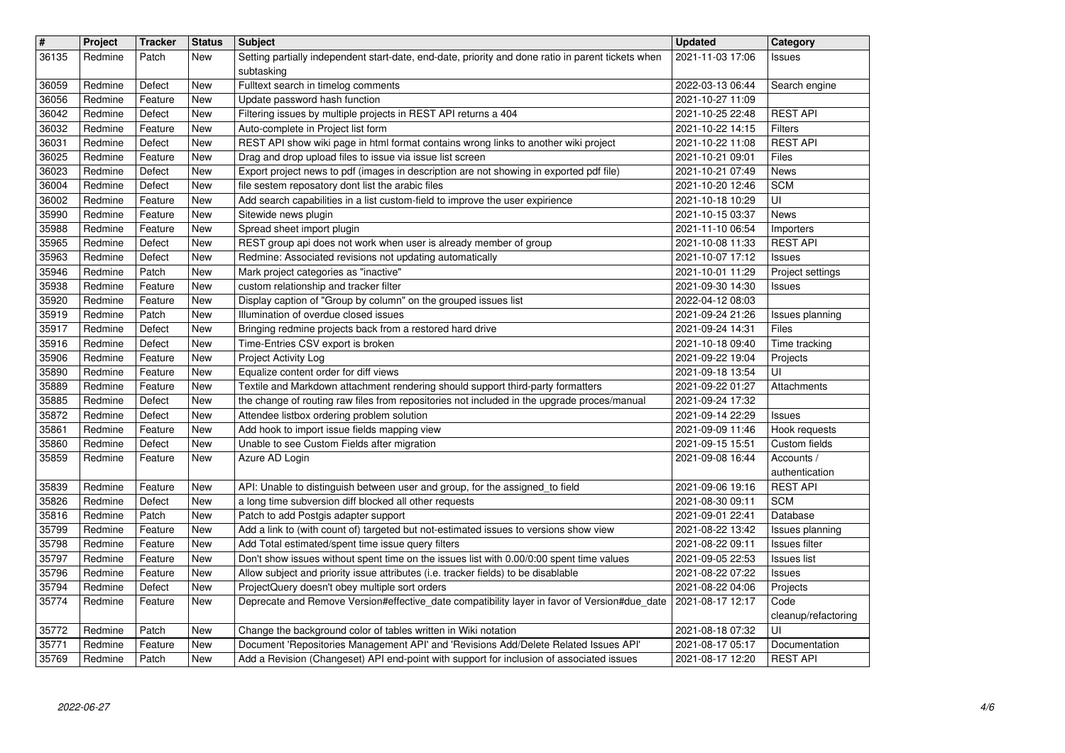| # | Project | Tracker | Status | Subject | Updated | Category |
|---|---|---|---|---|---|---|
| 36135 | Redmine | Patch | New | Setting partially independent start-date, end-date, priority and done ratio in parent tickets when subtasking | 2021-11-03 17:06 | Issues |
| 36059 | Redmine | Defect | New | Fulltext search in timelog comments | 2022-03-13 06:44 | Search engine |
| 36056 | Redmine | Feature | New | Update password hash function | 2021-10-27 11:09 | |
| 36042 | Redmine | Defect | New | Filtering issues by multiple projects in REST API returns a 404 | 2021-10-25 22:48 | REST API |
| 36032 | Redmine | Feature | New | Auto-complete in Project list form | 2021-10-22 14:15 | Filters |
| 36031 | Redmine | Defect | New | REST API show wiki page in html format contains wrong links to another wiki project | 2021-10-22 11:08 | REST API |
| 36025 | Redmine | Feature | New | Drag and drop upload files to issue via issue list screen | 2021-10-21 09:01 | Files |
| 36023 | Redmine | Defect | New | Export project news to pdf (images in description are not showing in exported pdf file) | 2021-10-21 07:49 | News |
| 36004 | Redmine | Defect | New | file sestem reposatory dont list the arabic files | 2021-10-20 12:46 | SCM |
| 36002 | Redmine | Feature | New | Add search capabilities in a list custom-field to improve the user expirience | 2021-10-18 10:29 | UI |
| 35990 | Redmine | Feature | New | Sitewide news plugin | 2021-10-15 03:37 | News |
| 35988 | Redmine | Feature | New | Spread sheet import plugin | 2021-11-10 06:54 | Importers |
| 35965 | Redmine | Defect | New | REST group api does not work when user is already member of group | 2021-10-08 11:33 | REST API |
| 35963 | Redmine | Defect | New | Redmine: Associated revisions not updating automatically | 2021-10-07 17:12 | Issues |
| 35946 | Redmine | Patch | New | Mark project categories as "inactive" | 2021-10-01 11:29 | Project settings |
| 35938 | Redmine | Feature | New | custom relationship and tracker filter | 2021-09-30 14:30 | Issues |
| 35920 | Redmine | Feature | New | Display caption of "Group by column" on the grouped issues list | 2022-04-12 08:03 | |
| 35919 | Redmine | Patch | New | Illumination of overdue closed issues | 2021-09-24 21:26 | Issues planning |
| 35917 | Redmine | Defect | New | Bringing redmine projects back from a restored hard drive | 2021-09-24 14:31 | Files |
| 35916 | Redmine | Defect | New | Time-Entries CSV export is broken | 2021-10-18 09:40 | Time tracking |
| 35906 | Redmine | Feature | New | Project Activity Log | 2021-09-22 19:04 | Projects |
| 35890 | Redmine | Feature | New | Equalize content order for diff views | 2021-09-18 13:54 | UI |
| 35889 | Redmine | Feature | New | Textile and Markdown attachment rendering should support third-party formatters | 2021-09-22 01:27 | Attachments |
| 35885 | Redmine | Defect | New | the change of routing raw files from repositories not included in the upgrade proces/manual | 2021-09-24 17:32 | |
| 35872 | Redmine | Defect | New | Attendee listbox ordering problem solution | 2021-09-14 22:29 | Issues |
| 35861 | Redmine | Feature | New | Add hook to import issue fields mapping view | 2021-09-09 11:46 | Hook requests |
| 35860 | Redmine | Defect | New | Unable to see Custom Fields after migration | 2021-09-15 15:51 | Custom fields |
| 35859 | Redmine | Feature | New | Azure AD Login | 2021-09-08 16:44 | Accounts / authentication |
| 35839 | Redmine | Feature | New | API: Unable to distinguish between user and group, for the assigned_to field | 2021-09-06 19:16 | REST API |
| 35826 | Redmine | Defect | New | a long time subversion diff blocked all other requests | 2021-08-30 09:11 | SCM |
| 35816 | Redmine | Patch | New | Patch to add Postgis adapter support | 2021-09-01 22:41 | Database |
| 35799 | Redmine | Feature | New | Add a link to (with count of) targeted but not-estimated issues to versions show view | 2021-08-22 13:42 | Issues planning |
| 35798 | Redmine | Feature | New | Add Total estimated/spent time issue query filters | 2021-08-22 09:11 | Issues filter |
| 35797 | Redmine | Feature | New | Don't show issues without spent time on the issues list with 0.00/0:00 spent time values | 2021-09-05 22:53 | Issues list |
| 35796 | Redmine | Feature | New | Allow subject and priority issue attributes (i.e. tracker fields) to be disablable | 2021-08-22 07:22 | Issues |
| 35794 | Redmine | Defect | New | ProjectQuery doesn't obey multiple sort orders | 2021-08-22 04:06 | Projects |
| 35774 | Redmine | Feature | New | Deprecate and Remove Version#effective_date compatibility layer in favor of Version#due_date | 2021-08-17 12:17 | Code cleanup/refactoring |
| 35772 | Redmine | Patch | New | Change the background color of tables written in Wiki notation | 2021-08-18 07:32 | UI |
| 35771 | Redmine | Feature | New | Document 'Repositories Management API' and 'Revisions Add/Delete Related Issues API' | 2021-08-17 05:17 | Documentation |
| 35769 | Redmine | Patch | New | Add a Revision (Changeset) API end-point with support for inclusion of associated issues | 2021-08-17 12:20 | REST API |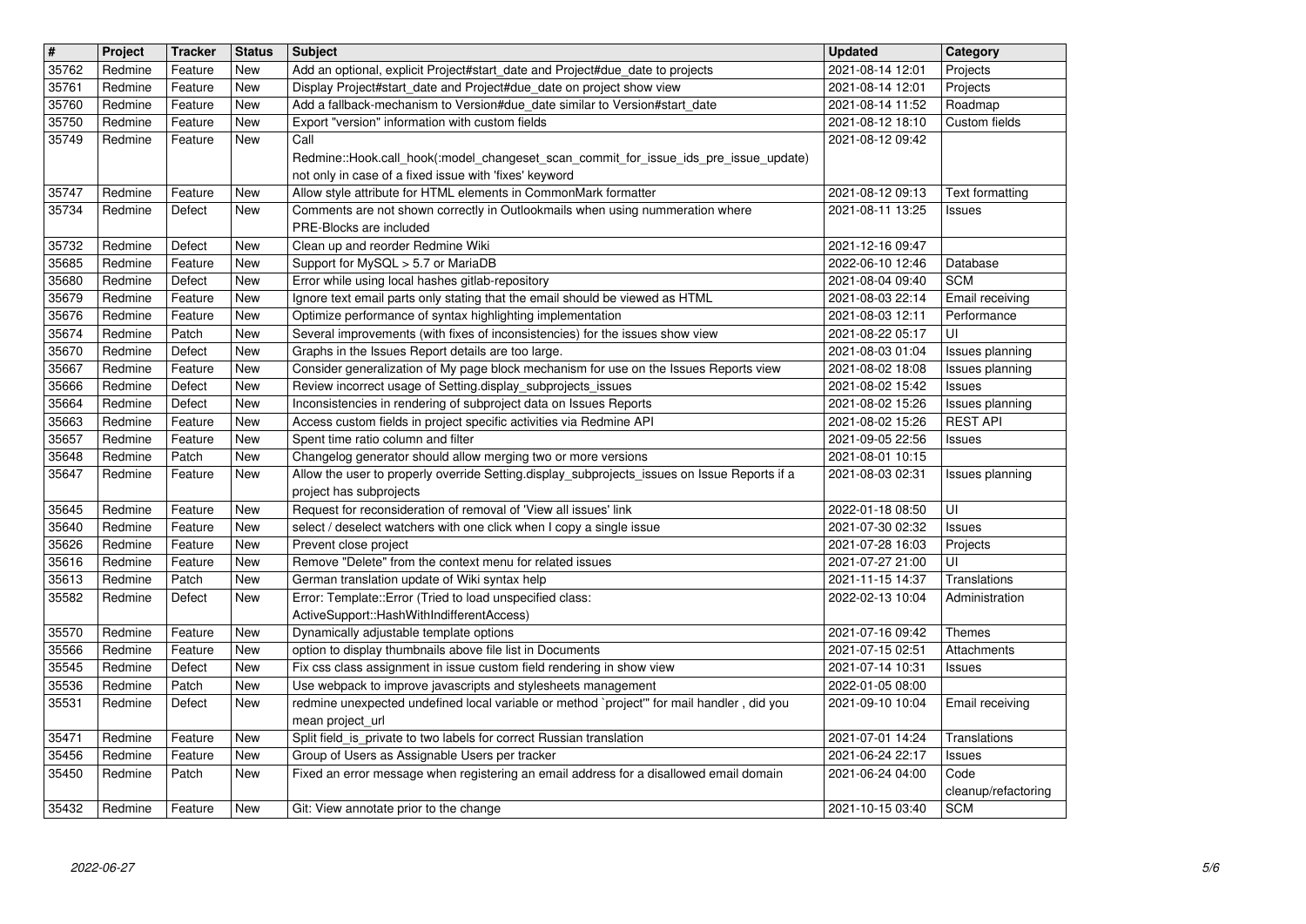| # | Project | Tracker | Status | Subject | Updated | Category |
|---|---|---|---|---|---|---|
| 35762 | Redmine | Feature | New | Add an optional, explicit Project#start_date and Project#due_date to projects | 2021-08-14 12:01 | Projects |
| 35761 | Redmine | Feature | New | Display Project#start_date and Project#due_date on project show view | 2021-08-14 12:01 | Projects |
| 35760 | Redmine | Feature | New | Add a fallback-mechanism to Version#due_date similar to Version#start_date | 2021-08-14 11:52 | Roadmap |
| 35750 | Redmine | Feature | New | Export "version" information with custom fields | 2021-08-12 18:10 | Custom fields |
| 35749 | Redmine | Feature | New | Call Redmine::Hook.call_hook(:model_changeset_scan_commit_for_issue_ids_pre_issue_update) not only in case of a fixed issue with 'fixes' keyword | 2021-08-12 09:42 | |
| 35747 | Redmine | Feature | New | Allow style attribute for HTML elements in CommonMark formatter | 2021-08-12 09:13 | Text formatting |
| 35734 | Redmine | Defect | New | Comments are not shown correctly in Outlookmails when using nummeration where PRE-Blocks are included | 2021-08-11 13:25 | Issues |
| 35732 | Redmine | Defect | New | Clean up and reorder Redmine Wiki | 2021-12-16 09:47 | |
| 35685 | Redmine | Feature | New | Support for MySQL > 5.7 or MariaDB | 2022-06-10 12:46 | Database |
| 35680 | Redmine | Defect | New | Error while using local hashes gitlab-repository | 2021-08-04 09:40 | SCM |
| 35679 | Redmine | Feature | New | Ignore text email parts only stating that the email should be viewed as HTML | 2021-08-03 22:14 | Email receiving |
| 35676 | Redmine | Feature | New | Optimize performance of syntax highlighting implementation | 2021-08-03 12:11 | Performance |
| 35674 | Redmine | Patch | New | Several improvements (with fixes of inconsistencies) for the issues show view | 2021-08-22 05:17 | UI |
| 35670 | Redmine | Defect | New | Graphs in the Issues Report details are too large. | 2021-08-03 01:04 | Issues planning |
| 35667 | Redmine | Feature | New | Consider generalization of My page block mechanism for use on the Issues Reports view | 2021-08-02 18:08 | Issues planning |
| 35666 | Redmine | Defect | New | Review incorrect usage of Setting.display_subprojects_issues | 2021-08-02 15:42 | Issues |
| 35664 | Redmine | Defect | New | Inconsistencies in rendering of subproject data on Issues Reports | 2021-08-02 15:26 | Issues planning |
| 35663 | Redmine | Feature | New | Access custom fields in project specific activities via Redmine API | 2021-08-02 15:26 | REST API |
| 35657 | Redmine | Feature | New | Spent time ratio column and filter | 2021-09-05 22:56 | Issues |
| 35648 | Redmine | Patch | New | Changelog generator should allow merging two or more versions | 2021-08-01 10:15 | |
| 35647 | Redmine | Feature | New | Allow the user to properly override Setting.display_subprojects_issues on Issue Reports if a project has subprojects | 2021-08-03 02:31 | Issues planning |
| 35645 | Redmine | Feature | New | Request for reconsideration of removal of 'View all issues' link | 2022-01-18 08:50 | UI |
| 35640 | Redmine | Feature | New | select / deselect watchers with one click when I copy a single issue | 2021-07-30 02:32 | Issues |
| 35626 | Redmine | Feature | New | Prevent close project | 2021-07-28 16:03 | Projects |
| 35616 | Redmine | Feature | New | Remove "Delete" from the context menu for related issues | 2021-07-27 21:00 | UI |
| 35613 | Redmine | Patch | New | German translation update of Wiki syntax help | 2021-11-15 14:37 | Translations |
| 35582 | Redmine | Defect | New | Error: Template::Error (Tried to load unspecified class: ActiveSupport::HashWithIndifferentAccess) | 2022-02-13 10:04 | Administration |
| 35570 | Redmine | Feature | New | Dynamically adjustable template options | 2021-07-16 09:42 | Themes |
| 35566 | Redmine | Feature | New | option to display thumbnails above file list in Documents | 2021-07-15 02:51 | Attachments |
| 35545 | Redmine | Defect | New | Fix css class assignment in issue custom field rendering in show view | 2021-07-14 10:31 | Issues |
| 35536 | Redmine | Patch | New | Use webpack to improve javascripts and stylesheets management | 2022-01-05 08:00 | |
| 35531 | Redmine | Defect | New | redmine unexpected undefined local variable or method `project'" for mail handler , did you mean project_url | 2021-09-10 10:04 | Email receiving |
| 35471 | Redmine | Feature | New | Split field_is_private to two labels for correct Russian translation | 2021-07-01 14:24 | Translations |
| 35456 | Redmine | Feature | New | Group of Users as Assignable Users per tracker | 2021-06-24 22:17 | Issues |
| 35450 | Redmine | Patch | New | Fixed an error message when registering an email address for a disallowed email domain | 2021-06-24 04:00 | Code cleanup/refactoring |
| 35432 | Redmine | Feature | New | Git: View annotate prior to the change | 2021-10-15 03:40 | SCM |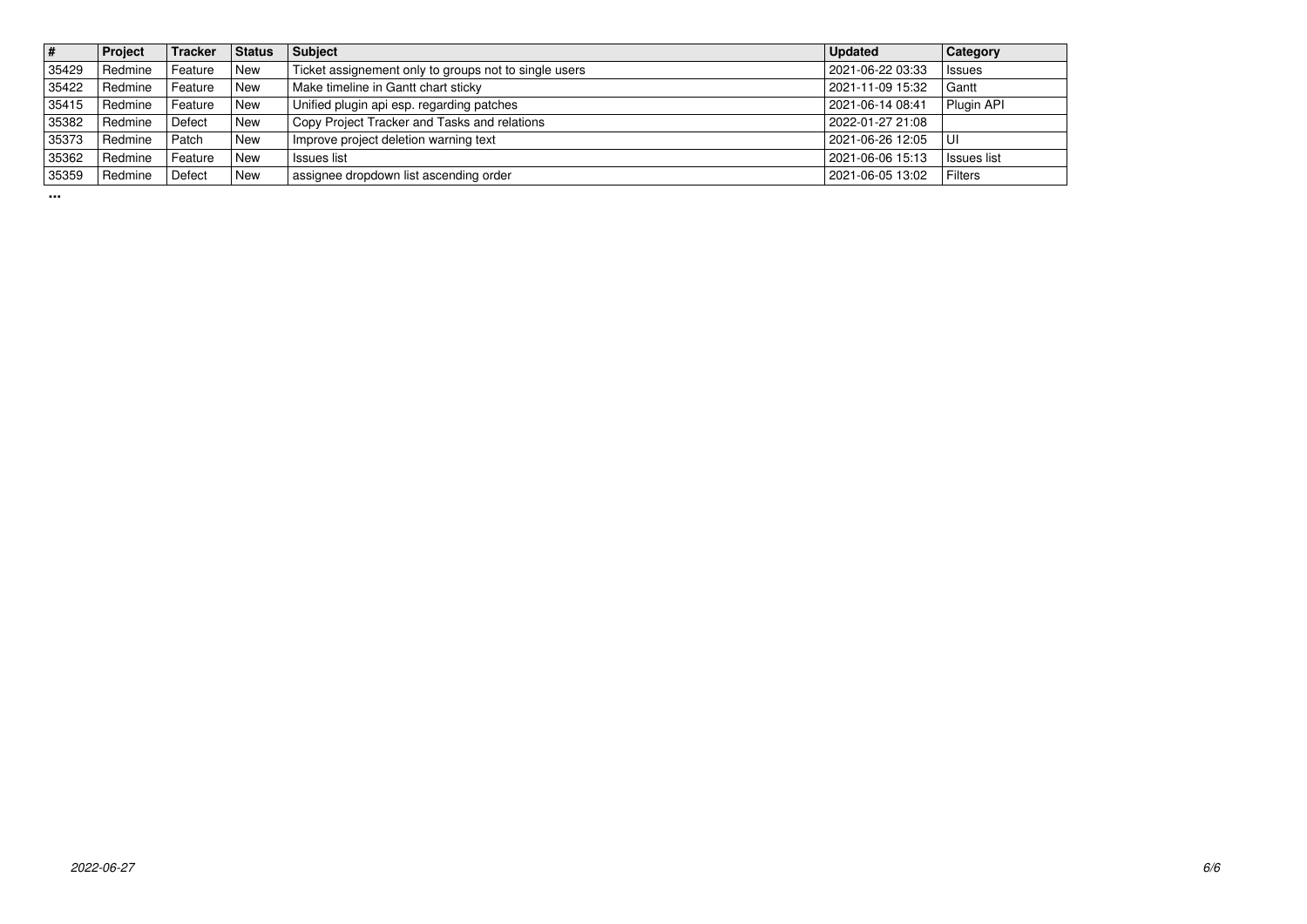| # | Project | Tracker | Status | Subject | Updated | Category |
|---|---|---|---|---|---|---|
| 35429 | Redmine | Feature | New | Ticket assignement only to groups not to single users | 2021-06-22 03:33 | Issues |
| 35422 | Redmine | Feature | New | Make timeline in Gantt chart sticky | 2021-11-09 15:32 | Gantt |
| 35415 | Redmine | Feature | New | Unified plugin api esp. regarding patches | 2021-06-14 08:41 | Plugin API |
| 35382 | Redmine | Defect | New | Copy Project Tracker and Tasks and relations | 2022-01-27 21:08 | |
| 35373 | Redmine | Patch | New | Improve project deletion warning text | 2021-06-26 12:05 | UI |
| 35362 | Redmine | Feature | New | Issues list | 2021-06-06 15:13 | Issues list |
| 35359 | Redmine | Defect | New | assignee dropdown list ascending order | 2021-06-05 13:02 | Filters |

...